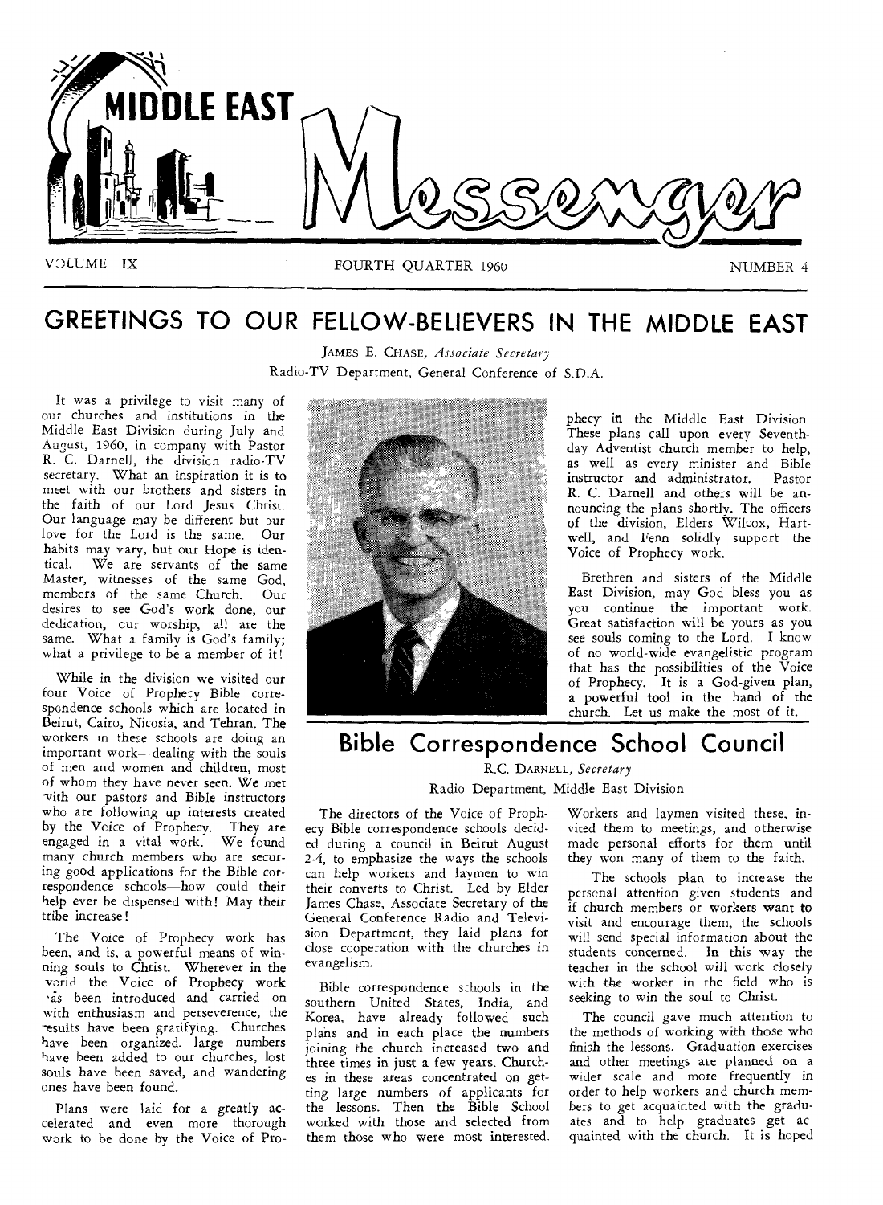# MIDDLE EAST Messenger

VOLUME IX — FOURTH QUARTER 1960 — NUMBER 4

## GREETINGS TO OUR FELLOW-BELIEVERS IN THE MIDDLE EAST

JAMES E. CHASE, *Associate Secretary*
Radio-TV Department, General Conference of S.D.A.

It was a privilege to visit many of our churches and institutions in the Middle East Division during July and August, 1960, in company with Pastor R. C. Darnell, the division radio-TV secretary. What an inspiration it is to meet with our brothers and sisters in the faith of our Lord Jesus Christ. Our language may be different but our love for the Lord is the same. Our habits may vary, but our Hope is identical. We are servants of the same Master, witnesses of the same God, members of the same Church. Our desires to see God's work done, our dedication, our worship, all are the same. What a family is God's family; what a privilege to be a member of it!

While in the division we visited our four Voice of Prophecy Bible correspondence schools which are located in Beirut, Cairo, Nicosia, and Tehran. The workers in these schools are doing an important work—dealing with the souls of men and women and children, most of whom they have never seen. We met with our pastors and Bible instructors who are following up interests created by the Voice of Prophecy. They are engaged in a vital work. We found many church members who are securing good applications for the Bible correspondence schools—how could their help ever be dispensed with! May their tribe increase!

The Voice of Prophecy work has been, and is, a powerful means of winning souls to Christ. Wherever in the world the Voice of Prophecy work has been introduced and carried on with enthusiasm and perseverance, the results have been gratifying. Churches have been organized, large numbers have been added to our churches, lost souls have been saved, and wandering ones have been found.

Plans were laid for a greatly accelerated and even more thorough work to be done by the Voice of Prophecy in the Middle East Division. These plans call upon every Seventh-day Adventist church member to help, as well as every minister and Bible instructor and administrator. Pastor R. C. Darnell and others will be announcing the plans shortly. The officers of the division, Elders Wilcox, Hartwell, and Fenn solidly support the Voice of Prophecy work.

Brethren and sisters of the Middle East Division, may God bless you as you continue the important work. Great satisfaction will be yours as you see souls coming to the Lord. I know of no world-wide evangelistic program that has the possibilities of the Voice of Prophecy. It is a God-given plan, a powerful tool in the hand of the church. Let us make the most of it.

## Bible Correspondence School Council

R.C. DARNELL, *Secretary*
Radio Department, Middle East Division

The directors of the Voice of Prophecy Bible correspondence schools decided during a council in Beirut August 2-4, to emphasize the ways the schools can help workers and laymen to win their converts to Christ. Led by Elder James Chase, Associate Secretary of the General Conference Radio and Television Department, they laid plans for close cooperation with the churches in evangelism.

Bible correspondence schools in the southern United States, India, and Korea, have already followed such plans and in each place the numbers joining the church increased two and three times in just a few years. Churches in these areas concentrated on getting large numbers of applicants for the lessons. Then the Bible School worked with those and selected from them those who were most interested. Workers and laymen visited these, invited them to meetings, and otherwise made personal efforts for them until they won many of them to the faith.

The schools plan to increase the personal attention given students and if church members or workers want to visit and encourage them, the schools will send special information about the students concerned. In this way the teacher in the school will work closely with the worker in the field who is seeking to win the soul to Christ.

The council gave much attention to the methods of working with those who finish the lessons. Graduation exercises and other meetings are planned on a wider scale and more frequently in order to help workers and church members to get acquainted with the graduates and to help graduates get acquainted with the church. It is hoped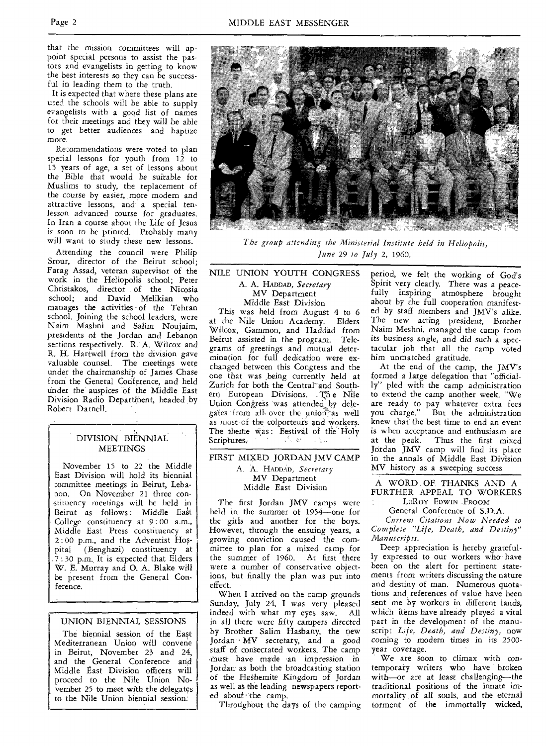that the mission committees will appoint special persons to assist the pastors and evangelists in getting to know the best interests so they can be successful in leading them to the truth.

It is expected that where these plans are used the schools will be able to supply evangelists with a good list of names for their meetings and they will be able to get better audiences and baptize more.

Recommendations were voted to plan special lessons for youth from 12 to 15 years of age, a set of lessons about the Bible that would be suitable for Muslims to study, the replacement of the course by easier, more modern and attractive lessons, and a special ten-lesson advanced course for graduates. In Iran a course about the Life of Jesus is soon to be printed. Probably many will want to study these new lessons.

Attending the council were Philip Srour, director of the Beirut school; Farag Assad, veteran supervisor of the work in the Heliopolis school; Peter Christakos, director of the Nicosia school; and David Melikian who manages the activities of the Tehran school. Joining the school leaders, were Naim Mashni and Salim Noujaim, presidents of the Jordan and Lebanon sections respectively. R. A. Wilcox and R. H. Hartwell from the division gave valuable counsel. The meetings were under the chairmanship of James Chase from the General Conference, and held under the auspices of the Middle East Division Radio Department, headed by Robert Darnell.

## DIVISION BIENNIAL MEETINGS

November 15 to 22 the Middle East Division will hold its biennial committee meetings in Beirut, Lebanon. On November 21 three constituency meetings will be held in Beirut as follows: Middle East College constituency at 9:00 a.m., Middle East Press constituency at 2:00 p.m., and the Adventist Hospital (Benghazi) constituency at 7:30 p.m. It is expected that Elders W. E. Murray and O. A. Blake will be present from the General Conference.

## UNION BIENNIAL SESSIONS

The biennial session of the East Mediterranean Union will convene in Beirut, November 23 and 24, and the General Conference and Middle East Division officers will proceed to the Nile Union November 25 to meet with the delegates to the Nile Union biennial session.

*The group attending the Ministerial Institute held in Heliopolis, June 29 to July 2, 1960.*

## NILE UNION YOUTH CONGRESS

A. A. Haddad, *Secretary*
MV Department
Middle East Division

This was held from August 4 to 6 at the Nile Union Academy. Elders Wilcox, Gammon, and Haddad from Beirut assisted in the program. Telegrams of greetings and mutual determination for full dedication were exchanged between this Congress and the one that was being currently held at Zurich for both the Central and Southern European Divisions. The Nile Union Congress was attended by delegates from all over the union as well as most of the colporteurs and workers. The theme was: Festival of the Holy Scriptures.

## FIRST MIXED JORDAN JMV CAMP

A. A. Haddad, *Secretary*
MV Department
Middle East Division

The first Jordan JMV camps were held in the summer of 1954—one for the girls and another for the boys. However, through the ensuing years, a growing conviction caused the committee to plan for a mixed camp for the summer of 1960. At first there were a number of conservative objections, but finally the plan was put into effect.

When I arrived on the camp grounds Sunday, July 24, I was very pleased indeed with what my eyes saw. All in all there were fifty campers directed by Brother Salim Hasbany, the new Jordan MV secretary, and a good staff of consecrated workers. The camp must have made an impression in Jordan as both the broadcasting station of the Hashemite Kingdom of Jordan as well as the leading newspapers reported about the camp.

Throughout the days of the camping period, we felt the working of God's Spirit very clearly. There was a peacefully inspiring atmosphere brought about by the full cooperation manifested by staff members and JMV's alike. The new acting president, Brother Naim Meshni, managed the camp from its business angle, and did such a spectacular job that all the camp voted him unmatched gratitude.

At the end of the camp, the JMV's formed a large delegation that "officially" pled with the camp administration to extend the camp another week. "We are ready to pay whatever extra fees you charge." But the administration knew that the best time to end an event is when acceptance and enthusiasm are at the peak. Thus the first mixed Jordan JMV camp will find its place in the annals of Middle East Division MV history as a sweeping success.

## A WORD OF THANKS AND A FURTHER APPEAL TO WORKERS

LeRoy Edwin Froom
General Conference of S.D.A.

*Current Citations Now Needed to Complete "Life, Death, and Destiny" Manuscripts.*

Deep appreciation is hereby gratefully expressed to our workers who have been on the alert for pertinent statements from writers discussing the nature and destiny of man. Numerous quotations and references of value have been sent me by workers in different lands, which items have already played a vital part in the development of the manuscript *Life, Death, and Destiny,* now coming to modern times in its 2500-year coverage.

We are soon to climax with contemporary writers who have broken with—or are at least challenging—the traditional positions of the innate immortality of all souls, and the eternal torment of the immortally wicked,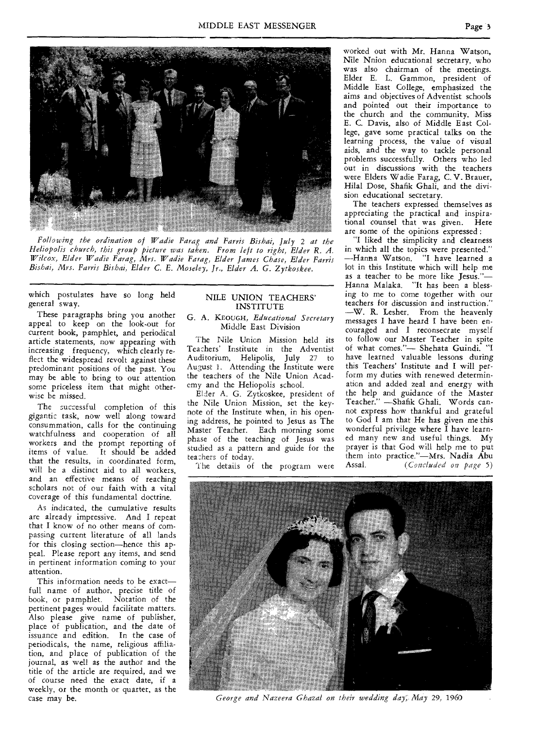*Following the ordination of Wadie Farag and Farris Bishai, July 2 at the Heliopolis church, this group picture was taken. From left to right, Elder R. A. Wilcox, Elder Wadie Farag, Mrs. Wadie Farag, Elder James Chase, Elder Farris Bishai, Mrs. Farris Bishai, Elder C. E. Moseley, Jr., Elder A. G. Zytkoskee.*

which postulates have so long held general sway.

These paragraphs bring you another appeal to keep on the look-out for current book, pamphlet, and periodical article statements, now appearing with increasing frequency, which clearly reflect the widespread revolt against these predominant positions of the past. You may be able to bring to our attention some priceless item that might otherwise be missed.

The successful completion of this gigantic task, now well along toward consummation, calls for the continuing watchfulness and cooperation of all workers and the prompt reporting of items of value. It should be added that the results, in coordinated form, will be a distinct aid to all workers, and an effective means of reaching scholars not of our faith with a vital coverage of this fundamental doctrine.

As indicated, the cumulative results are already impressive. And I repeat that I know of no other means of compassing current literature of all lands for this closing section—hence this appeal. Please report any items, and send in pertinent information coming to your attention.

This information needs to be exact—full name of author, precise title of book, or pamphlet. Notation of the pertinent pages would facilitate matters. Also please give name of publisher, place of publication, and the date of issuance and edition. In the case of periodicals, the name, religious affiliation, and place of publication of the journal, as well as the author and the title of the article are required, and we of course need the exact date, if a weekly, or the month or quarter, as the case may be.

## NILE UNION TEACHERS' INSTITUTE

G. A. KEOUGH, *Educational Secretary*
Middle East Division

The Nile Union Mission held its Teachers' Institute in the Adventist Auditorium, Helipolis, July 27 to August 1. Attending the Institute were the teachers of the Nile Union Academy and the Heliopolis school.

Elder A. G. Zytkoskee, president of the Nile Union Mission, set the keynote of the Institute when, in his opening address, he pointed to Jesus as The Master Teacher. Each morning some phase of the teaching of Jesus was studied as a pattern and guide for the teachers of today.

The details of the program were worked out with Mr. Hanna Watson, Nile Nnion educational secretary, who was also chairman of the meetings. Elder E. L. Gammon, president of Middle East College, emphasized the aims and objectives of Adventist schools and pointed out their importance to the church and the community. Miss E. C. Davis, also of Middle East College, gave some practical talks on the learning process, the value of visual aids, and the way to tackle personal problems successfully. Others who led out in discussions with the teachers were Elders Wadie Farag, C. V. Brauer, Hilal Dose, Shafik Ghali, and the division educational secretary.

The teachers expressed themselves as appreciating the practical and inspirational counsel that was given. Here are some of the opinions expressed:

"I liked the simplicity and clearness in which all the topics were presented." —Hanna Watson. "I have learned a lot in this Institute which will help me as a teacher to be more like Jesus."—Hanna Malaka. "It has been a blessing to me to come together with our teachers for discussion and instruction." —W. R. Lesher. From the heavenly messages I have heard I have been encouraged and I reconsecrate myself to follow our Master Teacher in spite of what comes."— Shehata Guindi. "I have learned valuable lessons during this Teachers' Institute and I will perform my duties with renewed determination and added zeal and energy with the help and guidance of the Master Teacher." —Shafik Ghali. Words cannot express how thankful and grateful to God I am that He has given me this wonderful privilege where I have learned many new and useful things. My prayer is that God will help me to put them into practice."—Mrs. Nadia Abu Assal. *(Concluded on page 5)*

*George and Nazeera Ghazal on their wedding day, May 29, 1960*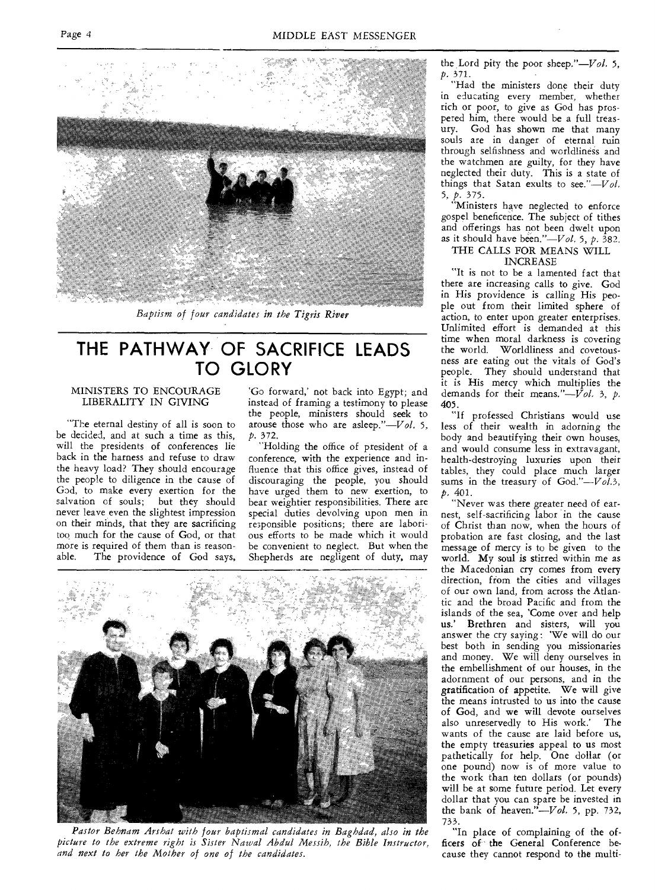*Baptism of four candidates in the Tigris River*

# THE PATHWAY OF SACRIFICE LEADS TO GLORY

### MINISTERS TO ENCOURAGE LIBERALITY IN GIVING

"The eternal destiny of all is soon to be decided, and at such a time as this, will the presidents of conferences lie back in the harness and refuse to draw the heavy load? They should encourage the people to diligence in the cause of God, to make every exertion for the salvation of souls; but they should never leave even the slightest impression on their minds, that they are sacrificing too much for the cause of God, or that more is required of them than is reasonable. The providence of God says, 'Go forward,' not back into Egypt; and instead of framing a testimony to please the people, ministers should seek to arouse those who are asleep."—*Vol.* 5, *p.* 372.

"Holding the office of president of a conference, with the experience and influence that this office gives, instead of discouraging the people, you should have urged them to new exertion, to bear weightier responsibilities. There are special duties devolving upon men in responsible positions; there are laborious efforts to be made which it would be convenient to neglect. But when the Shepherds are negligent of duty, may the Lord pity the poor sheep."—*Vol.* 5, *p.* 371.

"Had the ministers done their duty in educating every member, whether rich or poor, to give as God has prospered him, there would be a full treasury. God has shown me that many souls are in danger of eternal ruin through selfishness and worldliness and the watchmen are guilty, for they have neglected their duty. This is a state of things that Satan exults to see."—*Vol.* 5, *p.* 375.

"Ministers have neglected to enforce gospel beneficence. The subject of tithes and offerings has not been dwelt upon as it should have been."—*Vol.* 5, *p.* 382.

### THE CALLS FOR MEANS WILL INCREASE

"It is not to be a lamented fact that there are increasing calls to give. God in His providence is calling His people out from their limited sphere of action, to enter upon greater enterprises. Unlimited effort is demanded at this time when moral darkness is covering the world. Worldliness and covetousness are eating out the vitals of God's people. They should understand that it is His mercy which multiplies the demands for their means."—*Vol.* 3, *p.* 405.

"If professed Christians would use less of their wealth in adorning the body and beautifying their own houses, and would consume less in extravagant, health-destroying luxuries upon their tables, they could place much larger sums in the treasury of God."—*Vol.*3, *p.* 401.

"Never was there greater need of earnest, self-sacrificing labor in the cause of Christ than now, when the hours of probation are fast closing, and the last message of mercy is to be given to the world. My soul is stirred within me as the Macedonian cry comes from every direction, from the cities and villages of our own land, from across the Atlantic and the broad Pacific and from the islands of the sea, 'Come over and help us.' Brethren and sisters, will you answer the cry saying: 'We will do our best both in sending you missionaries and money. We will deny ourselves in the embellishment of our houses, in the adornment of our persons, and in the gratification of appetite. We will give the means intrusted to us into the cause of God, and we will devote ourselves also unreservedly to His work.' The wants of the cause are laid before us, the empty treasuries appeal to us most pathetically for help. One dollar (or one pound) now is of more value to the work than ten dollars (or pounds) will be at some future period. Let every dollar that you can spare be invested in the bank of heaven."—*Vol.* 5, pp. 732, 733.

"In place of complaining of the officers of the General Conference because they cannot respond to the multi-

*Pastor Behnam Arshat with four baptismal candidates in Baghdad, also in the picture to the extreme right is Sister Nawal Abdul Messih, the Bible Instructor, and next to her the Mother of one of the candidates.*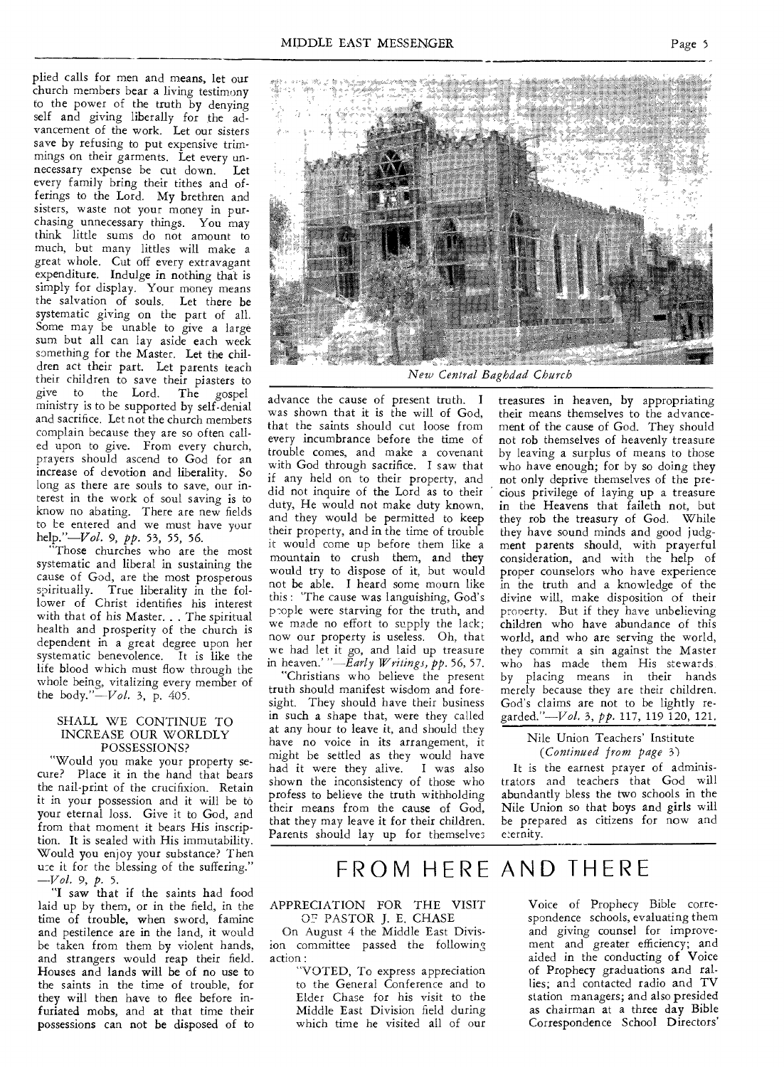plied calls for men and means, let our church members bear a living testimony to the power of the truth by denying self and giving liberally for the advancement of the work. Let our sisters save by refusing to put expensive trimmings on their garments. Let every unnecessary expense be cut down. Let every family bring their tithes and offerings to the Lord. My brethren and sisters, waste not your money in purchasing unnecessary things. You may think little sums do not amount to much, but many littles will make a great whole. Cut off every extravagant expenditure. Indulge in nothing that is simply for display. Your money means the salvation of souls. Let there be systematic giving on the part of all. Some may be unable to give a large sum but all can lay aside each week something for the Master. Let the children act their part. Let parents teach their children to save their piasters to give to the Lord. The gospel ministry is to be supported by self-denial and sacrifice. Let not the church members complain because they are so often called upon to give. From every church, prayers should ascend to God for an increase of devotion and liberality. So long as there are souls to save, our interest in the work of soul saving is to know no abating. There are new fields to be entered and we must have your help."—*Vol. 9, pp.* 53, 55, 56.

"Those churches who are the most systematic and liberal in sustaining the cause of God, are the most prosperous spiritually. True liberality in the follower of Christ identifies his interest with that of his Master. . . The spiritual health and prosperity of the church is dependent in a great degree upon her systematic benevolence. It is like the life blood which must flow through the whole being, vitalizing every member of the body."—*Vol.* 3, p. 405.

### SHALL WE CONTINUE TO INCREASE OUR WORLDLY POSSESSIONS?

"Would you make your property secure? Place it in the hand that bears the nail-print of the crucifixion. Retain it in your possession and it will be to your eternal loss. Give it to God, and from that moment it bears His inscription. It is sealed with His immutability. Would you enjoy your substance? Then use it for the blessing of the suffering." —*Vol. 9, p.* 5.

"I saw that if the saints had food laid up by them, or in the field, in the time of trouble, when sword, famine and pestilence are in the land, it would be taken from them by violent hands, and strangers would reap their field. Houses and lands will be of no use to the saints in the time of trouble, for they will then have to flee before infuriated mobs, and at that time their possessions can not be disposed of to advance the cause of present truth. I was shown that it is the will of God, that the saints should cut loose from every incumbrance before the time of trouble comes, and make a covenant with God through sacrifice. I saw that if any held on to their property, and did not inquire of the Lord as to their duty, He would not make duty known, and they would be permitted to keep their property, and in the time of trouble it would come up before them like a mountain to crush them, and they would try to dispose of it, but would not be able. I heard some mourn like this: 'The cause was languishing, God's people were starving for the truth, and we made no effort to supply the lack; now our property is useless. Oh, that we had let it go, and laid up treasure in heaven.' "—*Early Writings, pp.* 56, 57.

"Christians who believe the present truth should manifest wisdom and foresight. They should have their business in such a shape that, were they called at any hour to leave it, and should they have no voice in its arrangement, it might be settled as they would have had it were they alive. I was also shown the inconsistency of those who profess to believe the truth withholding their means from the cause of God, that they may leave it for their children. Parents should lay up for themselves treasures in heaven, by appropriating their means themselves to the advancement of the cause of God. They should not rob themselves of heavenly treasure by leaving a surplus of means to those who have enough; for by so doing they not only deprive themselves of the precious privilege of laying up a treasure in the Heavens that faileth not, but they rob the treasury of God. While they have sound minds and good judgment parents should, with prayerful consideration, and with the help of proper counselors who have experience in the truth and a knowledge of the divine will, make disposition of their property. But if they have unbelieving children who have abundance of this world, and who are serving the world, they commit a sin against the Master who has made them His stewards by placing means in their hands merely because they are their children. God's claims are not to be lightly regarded."—*Vol.* 3, *pp.* 117, 119 120, 121.

*New Central Baghdad Church*

### Nile Union Teachers' Institute

*(Continued from page 3)*

It is the earnest prayer of administrators and teachers that God will abundantly bless the two schools in the Nile Union so that boys and girls will be prepared as citizens for now and eternity.

# FROM HERE AND THERE

### APPRECIATION FOR THE VISIT OF PASTOR J. E. CHASE

On August 4 the Middle East Division committee passed the following action:

> "VOTED, To express appreciation to the General Conference and to Elder Chase for his visit to the Middle East Division field during which time he visited all of our Voice of Prophecy Bible correspondence schools, evaluating them and giving counsel for improvement and greater efficiency; and aided in the conducting of Voice of Prophecy graduations and rallies; and contacted radio and TV station managers; and also presided as chairman at a three day Bible Correspondence School Directors'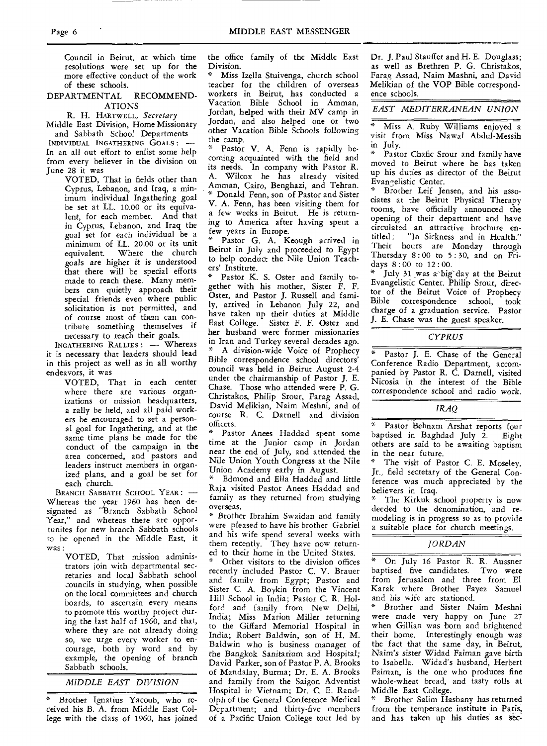Council in Beirut, at which time resolutions were set up for the more effective conduct of the work of these schools.

## DEPARTMENTAL RECOMMENDATIONS

R. H. HARTWELL, *Secretary*
Middle East Division, Home Missionary and Sabbath School Departments

INDIVIDUAL INGATHERING GOALS: — In an all out effort to enlist some help from every believer in the division on June 28 it was

VOTED, That in fields other than Cyprus, Lebanon, and Iraq, a minimum individual Ingathering goal be set at LL. 10.00 or its equivalent, for each member. And that in Cyprus, Lebanon, and Iraq the goal set for each individual be a minimum of LL. 20.00 or its unit equivalent. Where the church goals are higher it is understood that there will be special efforts made to reach these. Many members can quietly approach their special friends even where public solicitation is not permitted, and of course most of them can contribute something themselves if necessary to reach their goals.

INGATHERING RALLIES: — Whereas it is necessary that leaders should lead in this project as well as in all worthy endeavors, it was

VOTED, That in each center where there are various organizations or mission headquarters, a rally be held, and all paid workers be encouraged to set a personal goal for Ingathering, and at the same time plans be made for the conduct of the campaign in the area concerned, and pastors and leaders instruct members in organized plans, and a goal be set for each church.

BRANCH SABBATH SCHOOL YEAR: — Whereas the year 1960 has been designated as "Branch Sabbath School Year," and whereas there are opportunites for new branch Sabbath schools to be opened in the Middle East, it was:

VOTED, That mission administrators join with departmental secretaries and local Sabbath school councils in studying, when possible on the local committees and church boards, to ascertain every means to promote this worthy project during the last half of 1960, and that, where they are not already doing so, we urge every worker to encourage, both by word and by example, the opening of branch Sabbath schools.

## *MIDDLE EAST DIVISION*

* Brother Ignatius Yacoub, who received his B. A. from Middle East College with the class of 1960, has joined the office family of the Middle East Division.

* Miss Izella Stuivenga, church school teacher for the children of overseas workers in Beirut, has conducted a Vacation Bible School in Amman, Jordan, helped with their MV camp in Jordan, and also helped one or two other Vacation Bible Schools following the camp.

* Pastor V. A. Fenn is rapidly becoming acquainted with the field and its needs. In company with Pastor R. A. Wilcox he has already visited Amman, Cairo, Benghazi, and Tehran.

* Donald Fenn, son of Pastor and Sister V. A. Fenn, has been visiting them for a few weeks in Beirut. He is returning to America after having spent a few years in Europe.

* Pastor G. A. Keough arrived in Beirut in July and proceeded to Egypt to help conduct the Nile Union Teachers' Institute.

* Pastor K. S. Oster and family together with his mother, Sister F. F. Oster, and Pastor J. Russell and family, arrived in Lebanon July 22, and have taken up their duties at Middle East College. Sister F. F. Oster and her husband were former missionaries in Iran and Turkey several decades ago.

* A division-wide Voice of Prophecy Bible correspondence school directors' council was held in Beirut August 2-4 under the chairmanship of Pastor J. E. Chase. Those who attended were P. G. Christakos, Philip Srour, Farag Assad, David Melikian, Naim Meshni, and of course R. C. Darnell and division officers.

* Pastor Anees Haddad spent some time at the Junior camp in Jordan near the end of July, and attended the Nile Union Youth Congress at the Nile Union Academy early in August.

* Edmond and Ella Haddad and little Raja visited Pastor Anees Haddad and family as they returned from studying overseas.

* Brother Ibrahim Swaidan and family were pleased to have his brother Gabriel and his wife spend several weeks with them recently. They have now returned to their home in the United States.

* Other visitors to the division offices recently included Pastor C. V. Brauer and family from Egypt; Pastor and Sister C. A. Boykin from the Vincent Hill School in India; Pastor C. R. Holford and family from New Delhi, India; Miss Marion Miller returning to the Giffard Memorial Hospital in India; Robert Baldwin, son of H. M. Baldwin who is business manager of the Bangkok Sanitarium and Hospital; David Parker, son of Pastor P. A. Brooks of Mandalay, Burma; Dr. E. A. Brooks and family from the Saigon Adventist Hospital in Vietnam; Dr. C. E. Randolph of the General Conference Medical Department; and thirty-five members of a Pacific Union College tour led by Dr. J. Paul Stauffer and H. E. Douglass; as well as Brethren P. G. Christakos, Farag Assad, Naim Mashni, and David Melikian of the VOP Bible correspondence schools.

## *EAST MEDITERRANEAN UNION*

* Miss A. Ruby Williams enjoyed a visit from Miss Nawal Abdul-Messih in July.

* Pastor Chafic Srour and family have moved to Beirut where he has taken up his duties as director of the Beirut Evangelistic Center.

* Brother Leif Jensen, and his associates at the Beirut Physical Therapy rooms, have officially announced the opening of their department and have circulated an attractive brochure entitled: "In Sickness and in Health." Their hours are Monday through Thursday 8:00 to 5:30, and on Fridays 8:00 to 12:00.

* July 31 was a big day at the Beirut Evangelistic Center. Philip Srour, director of the Beirut Voice of Prophecy Bible correspondence school, took charge of a graduation service. Pastor J. E. Chase was the guest speaker.

## *CYPRUS*

* Pastor J. E. Chase of the General Conference Radio Department, accompanied by Pastor R. C. Darnell, visited Nicosia in the interest of the Bible correspondence school and radio work.

## *IRAQ*

* Pastor Behnam Arshat reports four baptised in Baghdad July 2. Eight others are said to be awaiting baptism in the near future.

* The visit of Pastor C. E. Moseley, Jr., field secretary of the General Conference was much appreciated by the believers in Iraq.

* The Kirkuk school property is now deeded to the denomination, and remodeling is in progress so as to provide a suitable place for church meetings.

## *JORDAN*

* On July 16 Pastor R. R. Aussner baptised five candidates. Two were from Jerusalem and three from El Karak where Brother Fayez Samuel and his wife are stationed.

* Brother and Sister Naim Meshni were made very happy on June 27 when Gillian was born and brightened their home. Interestingly enough was the fact that the same day, in Beirut, Naim's sister Widad Faiman gave birth to Isabella. Widad's husband, Herbert Faiman, is the one who produces fine whole-wheat bread, and tasty rolls at Middle East College.

* Brother Salim Hasbany has returned from the temperance institute in Paris, and has taken up his duties as sec-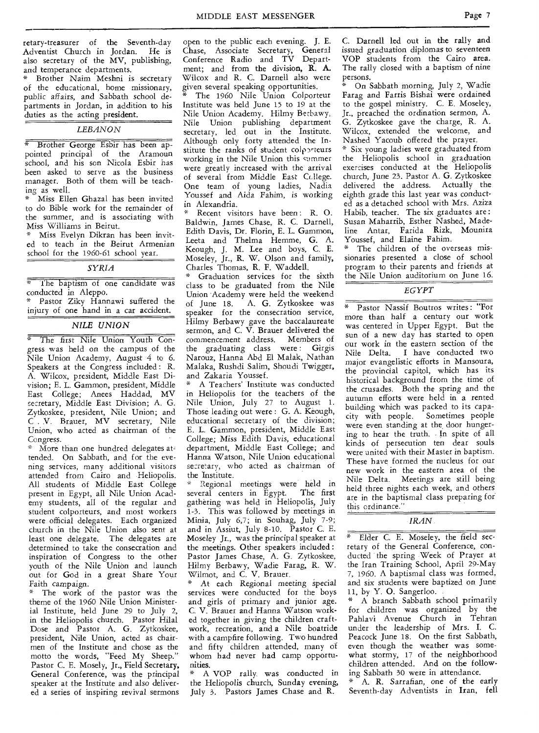retary-treasurer of the Seventh-day Adventist Church in Jordan. He is also secretary of the MV, publishing, and temperance departments.

* Brother Naim Meshni is secretary of the educational, home missionary, public affairs, and Sabbath school departments in Jordan, in addition to his duties as the acting president.

### *LEBANON*

* Brother George Esbir has been appointed principal of the Aramoun school, and his son Nicola Esbir has been asked to serve as the business manager. Both of them will be teaching as well.

* Miss Ellen Ghazal has been invited to do Bible work for the remainder of the summer, and is associating with Miss Williams in Beirut.

* Miss Evelyn Dikran has been invited to teach in the Beirut Armenian school for the 1960-61 school year.

### *SYRIA*

* The baptism of one candidate was conducted in Aleppo.

* Pastor Ziky Hannawi suffered the injury of one hand in a car accident.

### *NILE UNION*

* The first Nile Union Youth Congress was held on the campus of the Nile Union Academy, August 4 to 6. Speakers at the Congress included: R. A. Wilcox, president, Middle East Division; E. L. Gammon, president, Middle East College; Anees Haddad, MV secretary, Middle East Division; A. G. Zytkoskee, president, Nile Union; and C. V. Brauer, MV secretary, Nile Union, who acted as chairman of the Congress.

* More than one hundred delegates attended. On Sabbath, and for the evening services, many additional visitors attended from Cairo and Heliopolis. All students of Middle East College present in Egypt, all Nile Union Academy students, all of the regular and student colporteurs, and most workers were official delegates. Each organized church in the Nile Union also sent at least one delegate. The delegates are determined to take the consecration and inspiration of Congress to the other youth of the Nile Union and launch out for God in a great Share Your Faith campaign.

* The work of the pastor was the theme of the 1960 Nile Union Ministerial Institute, held June 29 to July 2, in the Heliopolis church. Pastor Hilal Dose and Pastor A. G. Zytkoskee, president, Nile Union, acted as chairmen of the Institute and chose as the motto the words, "Feed My Sheep." Pastor C. E. Mosely, Jr., Field Secretary, General Conference, was the principal speaker at the Institute and also delivered a series of inspiring revival sermons open to the public each evening. J. E. Chase, Associate Secretary, General Conference Radio and TV Department; and from the division, R. A. Wilcox and R. C. Darnell also were given several speaking opportunities.

* The 1960 Nile Union Colporteur Institute was held June 15 to 19 at the Nile Union Academy. Hilmy Berbawy, Nile Union publishing department secretary, led out in the Institute. Although only forty attended the Institute the ranks of student colporteurs working in the Nile Union this summer were greatly increased with the arrival of several from Middle East College. One team of young ladies, Nadia Youssef and Aida Fahim, is working in Alexandria.

* Recent visitors have been: R. O. Baldwin, James Chase, R. C. Darnell, Edith Davis, Dr. Florin, E. L. Gammon, Leeta and Thelma Hemme, G. A. Keough, J. M. Lee and boys, C. E. Moseley, Jr., R. W. Olson and family, Charles Thomas, R. F. Waddell.

* Graduation services for the sixth class to be graduated from the Nile Union Academy were held the weekend of June 18. A. G. Zytkoskee was speaker for the consecration service, Hilmy Berbawy gave the baccalaureate sermon, and C. V. Brauer delivered the commencement address. Members of the graduating class were: Girgis Narouz, Hanna Abd El Malak, Nathan Malaka, Rushdi Salim, Shoudi Twigger, and Zakaria Youssef.

* A Teachers' Institute was conducted in Heliopolis for the teachers of the Nile Union, July 27 to August 1. Those leading out were: G. A. Keough, educational secretary of the division; E. L. Gammon, president, Middle East College; Miss Edith Davis, educational department, Middle East College; and Hanna Watson, Nile Union educational secretary, who acted as chairman of the Institute.

* Regional meetings were held in several centers in Egypt. The first gathering was held in Heliopolis, July 1-3. This was followed by meetings in Minia, July 6,7; in Souhag, July 7-9; and in Assiut, July 8-10. Pastor C. E. Moseley Jr., was the principal speaker at the meetings. Other speakers included: Pastor James Chase, A. G. Zytkoskee, Hilmy Berbawy, Wadie Farag, R. W. Wilmot, and C. V. Brauer.

* At each Regional meeting special services were conducted for the boys and girls of primary and junior age. C. V. Brauer and Hanna Watson worked together in giving the children craftwork, recreation, and a Nile boatride with a campfire following. Two hundred and fifty children attended, many of whom had never had camp opportunities.

* A VOP rally was conducted in the Heliopolis church, Sunday evening, July 3. Pastors James Chase and R. C. Darnell led out in the rally and issued graduation diplomas to seventeen VOP students from the Cairo area. The rally closed with a baptism of nine persons.

* On Sabbath morning, July 2, Wadie Farag and Farris Bishai were ordained to the gospel ministry. C. E. Moseley, Jr., preached the ordination sermon, A. G. Zytkoskee gave the charge, R. A. Wilcox, extended the welcome, and Nashed Yacoub offered the prayer.

* Six young ladies were graduated from the Heliopolis school in graduation exercises conducted at the Heliopolis church, June 23. Pastor A. G. Zytkoskee delivered the address. Actually the eighth grade this last year was conducted as a detached school with Mrs. Aziza Habib, teacher. The six graduates are: Susan Maharrib, Esther Nashed, Madeline Antar, Farida Rizk, Mounira Youssef, and Elaine Fahim.

* The children of the overseas missionaries presented a close of school program to their parents and friends at the Nile Union auditorium on June 16.

### *EGYPT*

* Pastor Nassif Boutros writes: "For more than half a century our work was centered in Upper Egypt. But the sun of a new day has started to open our work in the eastern section of the Nile Delta. I have conducted two major evangelistic efforts in Mansoura, the provincial capitol, which has its historical background from the time of the crusades. Both the spring and the autumn efforts were held in a rented building which was packed to its capacity with people. Sometimes people were even standing at the door hungering to hear the truth. In spite of all kinds of persecution ten dear souls were united with their Master in baptism. These have formed the nucleus for our new work in the eastern area of the Nile Delta. Meetings are still being held three nights each week, and others are in the baptismal class preparing for this ordinance."

### *IRAN*

* Elder C. E. Moseley, the field secretary of the General Conference, conducted the spring Week of Prayer at the Iran Training School, April 29-May 7, 1960. A baptismal class was formed, and six students were baptized on June 11, by Y. O. Sangerloo.

* A branch Sabbath school primarily for children was organized by the Pahlavi Avenue Church in Tehran under the leadership of Mrs. I. C. Peacock June 18. On the first Sabbath, even though the weather was somewhat stormy, 17 of the neighborhood children attended. And on the following Sabbath 30 were in attendance.

* A. R. Sarrafian, one of the early Seventh-day Adventists in Iran, fell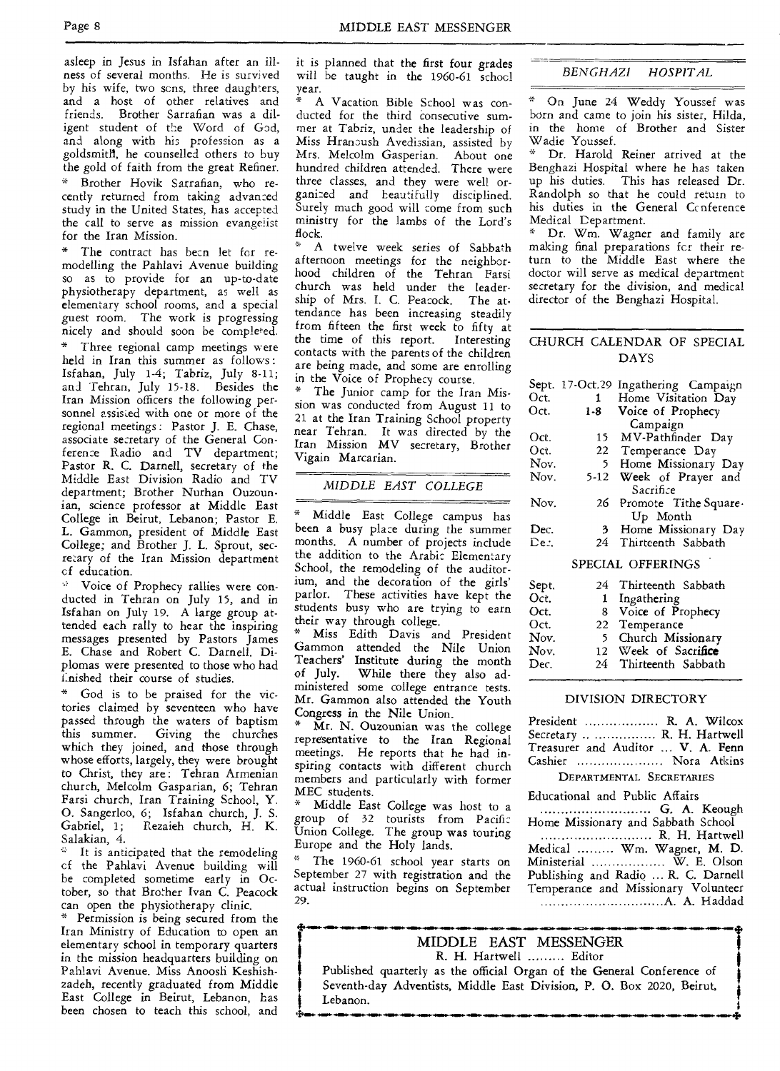asleep in Jesus in Isfahan after an illness of several months. He is survived by his wife, two sons, three daughters, and a host of other relatives and friends. Brother Sarrafian was a diligent student of the Word of God, and along with his profession as a goldsmith, he counselled others to buy the gold of faith from the great Refiner.

* Brother Hovik Sarrafian, who recently returned from taking advanced study in the United States, has accepted the call to serve as mission evangelist for the Iran Mission.

* The contract has been let for remodelling the Pahlavi Avenue building so as to provide for an up-to-date physiotherapy department, as well as elementary school rooms, and a special guest room. The work is progressing nicely and should soon be completed.

* Three regional camp meetings were held in Iran this summer as follows: Isfahan, July 1-4; Tabriz, July 8-11; and Tehran, July 15-18. Besides the Iran Mission officers the following personnel assisted with one or more of the regional meetings: Pastor J. E. Chase, associate secretary of the General Conference Radio and TV department; Pastor R. C. Darnell, secretary of the Middle East Division Radio and TV department; Brother Nurhan Ouzounian, science professor at Middle East College in Beirut, Lebanon; Pastor E. L. Gammon, president of Middle East College; and Brother J. L. Sprout, secretary of the Iran Mission department of education.

* Voice of Prophecy rallies were conducted in Tehran on July 15, and in Isfahan on July 19. A large group attended each rally to hear the inspiring messages presented by Pastors James E. Chase and Robert C. Darnell. Diplomas were presented to those who had finished their course of studies.

* God is to be praised for the victories claimed by seventeen who have passed through the waters of baptism this summer. Giving the churches which they joined, and those through whose efforts, largely, they were brought to Christ, they are: Tehran Armenian church, Melcolm Gasparian, 6; Tehran Farsi church, Iran Training School, Y. O. Sangerloo, 6; Isfahan church, J. S. Gabriel, 1; Rezaieh church, H. K. Salakian, 4.

* It is anticipated that the remodeling of the Pahlavi Avenue building will be completed sometime early in October, so that Brother Ivan C. Peacock can open the physiotherapy clinic.

* Permission is being secured from the Iran Ministry of Education to open an elementary school in temporary quarters in the mission headquarters building on Pahlavi Avenue. Miss Anoosh Keshishzadeh, recently graduated from Middle East College in Beirut, Lebanon, has been chosen to teach this school, and it is planned that the first four grades will be taught in the 1960-61 school year.

* A Vacation Bible School was conducted for the third consecutive summer at Tabriz, under the leadership of Miss Hranoush Avedissian, assisted by Mrs. Melcolm Gasperian. About one hundred children attended. There were three classes, and they were well organized and beautifully disciplined. Surely much good will come from such ministry for the lambs of the Lord's flock.

* A twelve week series of Sabbath afternoon meetings for the neighborhood children of the Tehran Farsi church was held under the leadership of Mrs. I. C. Peacock. The attendance has been increasing steadily from fifteen the first week to fifty at the time of this report. Interesting contacts with the parents of the children are being made, and some are enrolling in the Voice of Prophecy course.

* The Junior camp for the Iran Mission was conducted from August 11 to 21 at the Iran Training School property near Tehran. It was directed by the Iran Mission MV secretary, Brother Vigain Marcarian.

## *MIDDLE EAST COLLEGE*

* Middle East College campus has been a busy place during the summer months. A number of projects include the addition to the Arabic Elementary School, the remodeling of the auditorium, and the decoration of the girls' parlor. These activities have kept the students busy who are trying to earn their way through college.

* Miss Edith Davis and President Gammon attended the Nile Union Teachers' Institute during the month of July. While there they also administered some college entrance tests. Mr. Gammon also attended the Youth Congress in the Nile Union.

* Mr. N. Ouzounian was the college representative to the Iran Regional meetings. He reports that he had inspiring contacts with different church members and particularly with former MEC students.

* Middle East College was host to a group of 32 tourists from Pacific Union College. The group was touring Europe and the Holy lands.

* The 1960-61 school year starts on September 27 with registration and the actual instruction begins on September 29.

## *BENGHAZI HOSPITAL*

* On June 24 Weddy Youssef was born and came to join his sister, Hilda, in the home of Brother and Sister Wadie Youssef.

* Dr. Harold Reiner arrived at the Benghazi Hospital where he has taken up his duties. This has released Dr. Randolph so that he could return to his duties in the General Conference Medical Department.

* Dr. Wm. Wagner and family are making final preparations for their return to the Middle East where the doctor will serve as medical department secretary for the division, and medical director of the Benghazi Hospital.

## CHURCH CALENDAR OF SPECIAL DAYS

| | | |
|---|---|---|
| Sept. | 17-Oct.29 | Ingathering Campaign |
| Oct. | 1 | Home Visitation Day |
| Oct. | 1-8 | Voice of Prophecy Campaign |
| Oct. | 15 | MV-Pathfinder Day |
| Oct. | 22 | Temperance Day |
| Nov. | 5 | Home Missionary Day |
| Nov. | 5-12 | Week of Prayer and Sacrifice |
| Nov. | 26 | Promote Tithe Square-Up Month |
| Dec. | 3 | Home Missionary Day |
| Dec. | 24 | Thirteenth Sabbath |

### SPECIAL OFFERINGS

| | | |
|---|---|---|
| Sept. | 24 | Thirteenth Sabbath |
| Oct. | 1 | Ingathering |
| Oct. | 8 | Voice of Prophecy |
| Oct. | 22 | Temperance |
| Nov. | 5 | Church Missionary |
| Nov. | 12 | Week of Sacrifice |
| Dec. | 24 | Thirteenth Sabbath |

## DIVISION DIRECTORY

President .................. R. A. Wilcox
Secretary .. ............... R. H. Hartwell
Treasurer and Auditor ... V. A. Fenn
Cashier ..................... Nora Atkins

### DEPARTMENTAL SECRETARIES

Educational and Public Affairs
........................... G. A. Keough
Home Missionary and Sabbath School
........................... R. H. Hartwell
Medical ......... Wm. Wagner, M. D.
Ministerial .................. W. E. Olson
Publishing and Radio ... R. C. Darnell
Temperance and Missionary Volunteer
..............................A. A. Haddad

**MIDDLE EAST MESSENGER**

R. H. Hartwell ......... Editor

Published quarterly as the official Organ of the General Conference of Seventh-day Adventists, Middle East Division, P. O. Box 2020, Beirut, Lebanon.